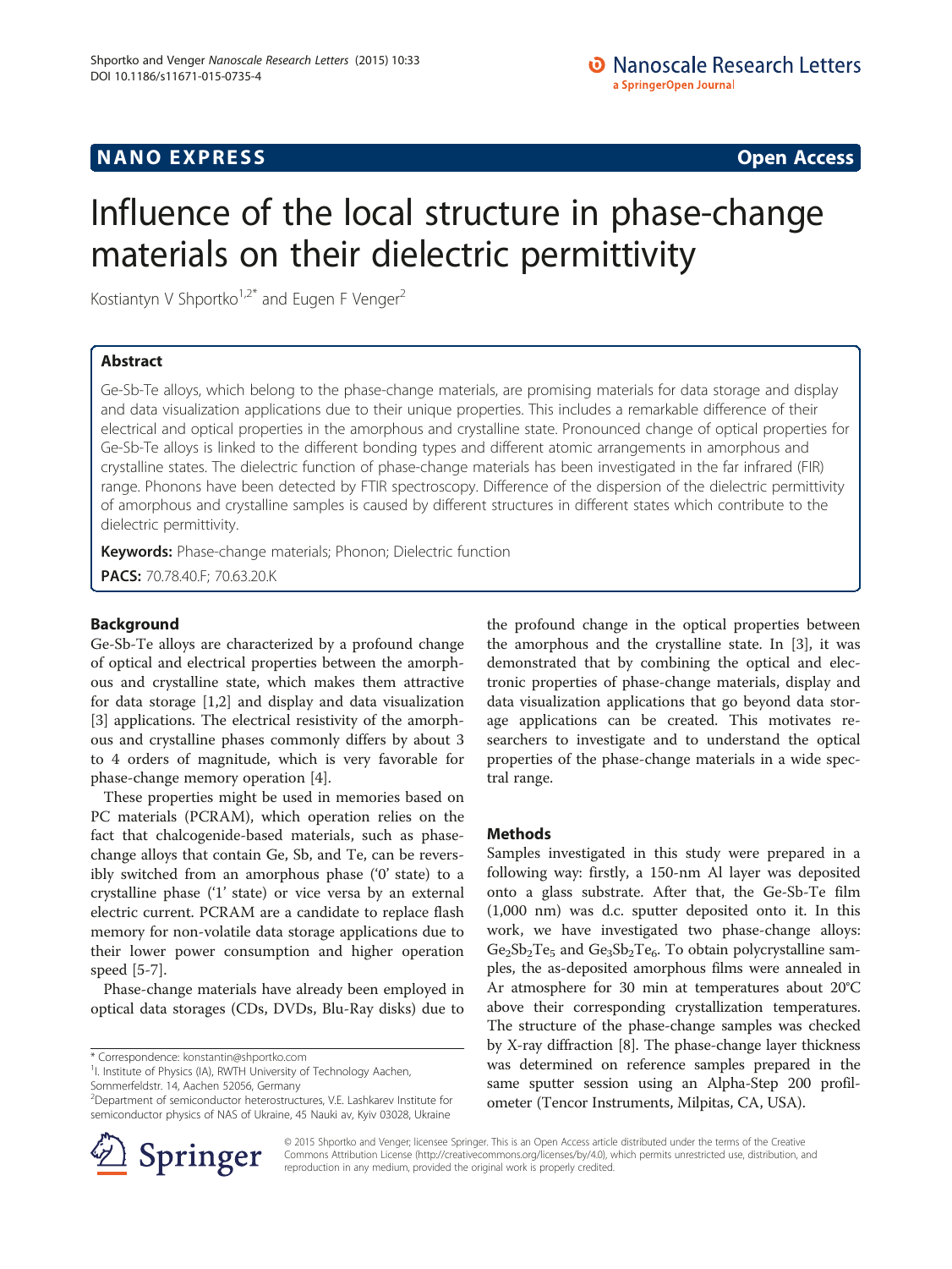NANO EXPRESS Open Access

# Influence of the local structure in phase-change materials on their dielectric permittivity

Kostiantyn V Shportko[1,2*] and Eugen F Venger[2]

## Abstract

Ge-Sb-Te alloys, which belong to the phase-change materials, are promising materials for data storage and display and data visualization applications due to their unique properties. This includes a remarkable difference of their electrical and optical properties in the amorphous and crystalline state. Pronounced change of optical properties for Ge-Sb-Te alloys is linked to the different bonding types and different atomic arrangements in amorphous and crystalline states. The dielectric function of phase-change materials has been investigated in the far infrared (FIR) range. Phonons have been detected by FTIR spectroscopy. Difference of the dispersion of the dielectric permittivity of amorphous and crystalline samples is caused by different structures in different states which contribute to the dielectric permittivity.

**Keywords:** Phase-change materials; Phonon; Dielectric function

**PACS:** 70.78.40.F; 70.63.20.K

## Background

Ge-Sb-Te alloys are characterized by a profound change of optical and electrical properties between the amorphous and crystalline state, which makes them attractive for data storage [1,2] and display and data visualization [3] applications. The electrical resistivity of the amorphous and crystalline phases commonly differs by about 3 to 4 orders of magnitude, which is very favorable for phase-change memory operation [4].

These properties might be used in memories based on PC materials (PCRAM), which operation relies on the fact that chalcogenide-based materials, such as phase-change alloys that contain Ge, Sb, and Te, can be reversibly switched from an amorphous phase ('0' state) to a crystalline phase ('1' state) or vice versa by an external electric current. PCRAM are a candidate to replace flash memory for non-volatile data storage applications due to their lower power consumption and higher operation speed [5-7].

Phase-change materials have already been employed in optical data storages (CDs, DVDs, Blu-Ray disks) due to the profound change in the optical properties between the amorphous and the crystalline state. In [3], it was demonstrated that by combining the optical and electronic properties of phase-change materials, display and data visualization applications that go beyond data storage applications can be created. This motivates researchers to investigate and to understand the optical properties of the phase-change materials in a wide spectral range.

## Methods

Samples investigated in this study were prepared in a following way: firstly, a 150-nm Al layer was deposited onto a glass substrate. After that, the Ge-Sb-Te film (1,000 nm) was d.c. sputter deposited onto it. In this work, we have investigated two phase-change alloys: $Ge_2Sb_2Te_5$ and $Ge_3Sb_2Te_6$. To obtain polycrystalline samples, the as-deposited amorphous films were annealed in Ar atmosphere for 30 min at temperatures about 20°C above their corresponding crystallization temperatures. The structure of the phase-change samples was checked by X-ray diffraction [8]. The phase-change layer thickness was determined on reference samples prepared in the same sputter session using an Alpha-Step 200 profilometer (Tencor Instruments, Milpitas, CA, USA).

\* Correspondence: konstantin@shportko.com
[1] I. Institute of Physics (IA), RWTH University of Technology Aachen, Sommerfeldstr. 14, Aachen 52056, Germany
[2] Department of semiconductor heterostructures, V.E. Lashkarev Institute for semiconductor physics of NAS of Ukraine, 45 Nauki av, Kyiv 03028, Ukraine

© 2015 Shportko and Venger; licensee Springer. This is an Open Access article distributed under the terms of the Creative Commons Attribution License (http://creativecommons.org/licenses/by/4.0), which permits unrestricted use, distribution, and reproduction in any medium, provided the original work is properly credited.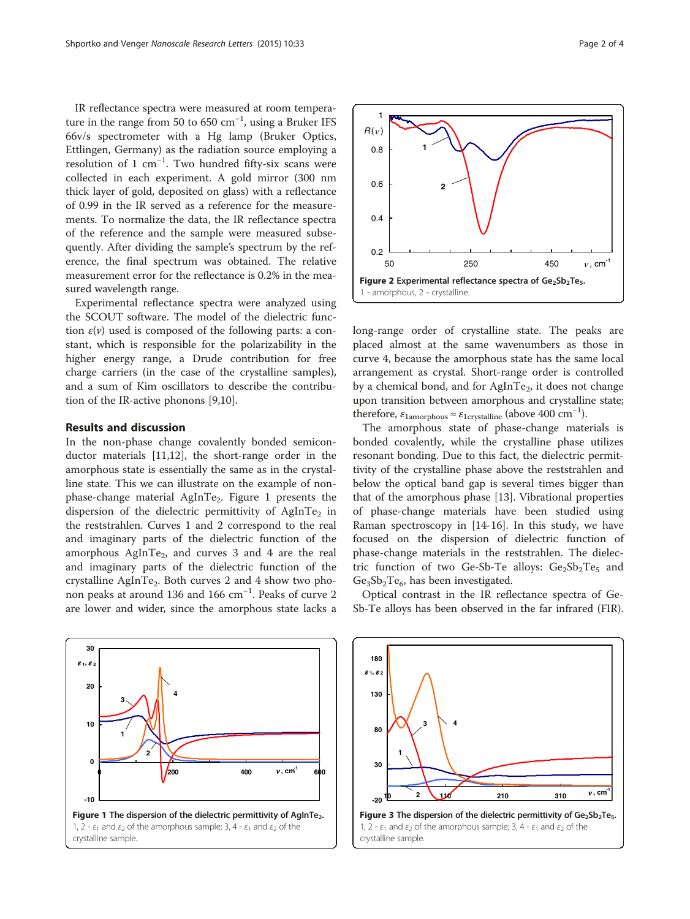IR reflectance spectra were measured at room temperature in the range from 50 to 650 $cm^{-1}$, using a Bruker IFS 66v/s spectrometer with a Hg lamp (Bruker Optics, Ettlingen, Germany) as the radiation source employing a resolution of 1 $cm^{-1}$. Two hundred fifty-six scans were collected in each experiment. A gold mirror (300 nm thick layer of gold, deposited on glass) with a reflectance of 0.99 in the IR served as a reference for the measurements. To normalize the data, the IR reflectance spectra of the reference and the sample were measured subsequently. After dividing the sample's spectrum by the reference, the final spectrum was obtained. The relative measurement error for the reflectance is 0.2% in the measured wavelength range.

Experimental reflectance spectra were analyzed using the SCOUT software. The model of the dielectric function $\varepsilon(\nu)$ used is composed of the following parts: a constant, which is responsible for the polarizability in the higher energy range, a Drude contribution for free charge carriers (in the case of the crystalline samples), and a sum of Kim oscillators to describe the contribution of the IR-active phonons [9,10].

## Results and discussion

In the non-phase change covalently bonded semiconductor materials [11,12], the short-range order in the amorphous state is essentially the same as in the crystalline state. This we can illustrate on the example of non-phase-change material $AgInTe_2$. Figure 1 presents the dispersion of the dielectric permittivity of $AgInTe_2$ in the reststrahlen. Curves 1 and 2 correspond to the real and imaginary parts of the dielectric function of the amorphous $AgInTe_2$, and curves 3 and 4 are the real and imaginary parts of the dielectric function of the crystalline $AgInTe_2$. Both curves 2 and 4 show two phonon peaks at around 136 and 166 $cm^{-1}$. Peaks of curve 2 are lower and wider, since the amorphous state lacks a long-range order of crystalline state. The peaks are placed almost at the same wavenumbers as those in curve 4, because the amorphous state has the same local arrangement as crystal. Short-range order is controlled by a chemical bond, and for $AgInTe_2$, it does not change upon transition between amorphous and crystalline state; therefore, $\varepsilon_{1amorphous} \approx \varepsilon_{1crystalline}$ (above 400 $cm^{-1}$).

The amorphous state of phase-change materials is bonded covalently, while the crystalline phase utilizes resonant bonding. Due to this fact, the dielectric permittivity of the crystalline phase above the reststrahlen and below the optical band gap is several times bigger than that of the amorphous phase [13]. Vibrational properties of phase-change materials have been studied using Raman spectroscopy in [14-16]. In this study, we have focused on the dispersion of dielectric function of phase-change materials in the reststrahlen. The dielectric function of two Ge-Sb-Te alloys: $Ge_2Sb_2Te_5$ and $Ge_3Sb_2Te_6$, has been investigated.

Optical contrast in the IR reflectance spectra of Ge-Sb-Te alloys has been observed in the far infrared (FIR).

1
R(ν)
0.8
0.6
0.4
0.2
50
250
450
ν, cm$^{-1}$
1
2

**Figure 2 Experimental reflectance spectra of $Ge_2Sb_2Te_5$.** 1 - amorphous, 2 - crystalline.

30
ε1, ε2
20
10
0
-10
0
200
400
600
ν, cm$^{-1}$
1
2
3
4

**Figure 1 The dispersion of the dielectric permittivity of $AgInTe_2$.** 1, 2 - $\varepsilon_1$ and $\varepsilon_2$ of the amorphous sample; 3, 4 - $\varepsilon_1$ and $\varepsilon_2$ of the crystalline sample.

180
ε1, ε2
130
80
30
-20
10
110
210
310
ν, cm$^{-1}$
1
2
3
4

**Figure 3 The dispersion of the dielectric permittivity of $Ge_2Sb_2Te_5$.** 1, 2 - $\varepsilon_1$ and $\varepsilon_2$ of the amorphous sample; 3, 4 - $\varepsilon_1$ and $\varepsilon_2$ of the crystalline sample.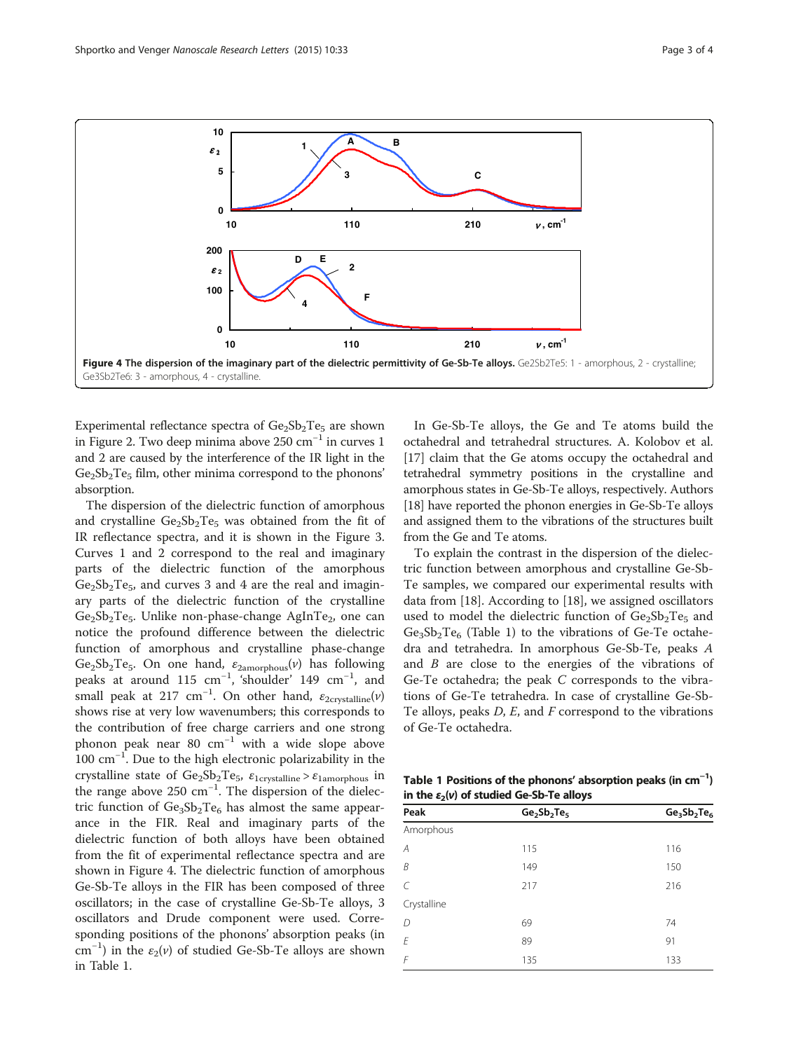10

$\varepsilon_2$

5

0

10

110

210

$\nu$, cm$^{-1}$

1

A

B

3

C

200

$\varepsilon_2$

100

0

10

110

210

$\nu$, cm$^{-1}$

D

E

2

4

F

**Figure 4 The dispersion of the imaginary part of the dielectric permittivity of Ge-Sb-Te alloys.** Ge2Sb2Te5: 1 - amorphous, 2 - crystalline; Ge3Sb2Te6: 3 - amorphous, 4 - crystalline.

Experimental reflectance spectra of $Ge_2Sb_2Te_5$ are shown in Figure 2. Two deep minima above 250 cm$^{-1}$ in curves 1 and 2 are caused by the interference of the IR light in the $Ge_2Sb_2Te_5$ film, other minima correspond to the phonons' absorption.

The dispersion of the dielectric function of amorphous and crystalline $Ge_2Sb_2Te_5$ was obtained from the fit of IR reflectance spectra, and it is shown in the Figure 3. Curves 1 and 2 correspond to the real and imaginary parts of the dielectric function of the amorphous $Ge_2Sb_2Te_5$, and curves 3 and 4 are the real and imaginary parts of the dielectric function of the crystalline $Ge_2Sb_2Te_5$. Unlike non-phase-change $AgInTe_2$, one can notice the profound difference between the dielectric function of amorphous and crystalline phase-change $Ge_2Sb_2Te_5$. On one hand, $\varepsilon_{2\mathrm{amorphous}}(\nu)$ has following peaks at around 115 cm$^{-1}$, 'shoulder' 149 cm$^{-1}$, and small peak at 217 cm$^{-1}$. On other hand, $\varepsilon_{2\mathrm{crystalline}}(\nu)$ shows rise at very low wavenumbers; this corresponds to the contribution of free charge carriers and one strong phonon peak near 80 cm$^{-1}$ with a wide slope above 100 cm$^{-1}$. Due to the high electronic polarizability in the crystalline state of $Ge_2Sb_2Te_5$, $\varepsilon_{1\mathrm{crystalline}} > \varepsilon_{1\mathrm{amorphous}}$ in the range above 250 cm$^{-1}$. The dispersion of the dielectric function of $Ge_3Sb_2Te_6$ has almost the same appearance in the FIR. Real and imaginary parts of the dielectric function of both alloys have been obtained from the fit of experimental reflectance spectra and are shown in Figure 4. The dielectric function of amorphous Ge-Sb-Te alloys in the FIR has been composed of three oscillators; in the case of crystalline Ge-Sb-Te alloys, 3 oscillators and Drude component were used. Corresponding positions of the phonons' absorption peaks (in cm$^{-1}$) in the $\varepsilon_2(\nu)$ of studied Ge-Sb-Te alloys are shown in Table 1.

In Ge-Sb-Te alloys, the Ge and Te atoms build the octahedral and tetrahedral structures. A. Kolobov et al. [17] claim that the Ge atoms occupy the octahedral and tetrahedral symmetry positions in the crystalline and amorphous states in Ge-Sb-Te alloys, respectively. Authors [18] have reported the phonon energies in Ge-Sb-Te alloys and assigned them to the vibrations of the structures built from the Ge and Te atoms.

To explain the contrast in the dispersion of the dielectric function between amorphous and crystalline Ge-Sb-Te samples, we compared our experimental results with data from [18]. According to [18], we assigned oscillators used to model the dielectric function of $Ge_2Sb_2Te_5$ and $Ge_3Sb_2Te_6$ (Table 1) to the vibrations of Ge-Te octahedra and tetrahedra. In amorphous Ge-Sb-Te, peaks *A* and *B* are close to the energies of the vibrations of Ge-Te octahedra; the peak *C* corresponds to the vibrations of Ge-Te tetrahedra. In case of crystalline Ge-Sb-Te alloys, peaks *D*, *E*, and *F* correspond to the vibrations of Ge-Te octahedra.

**Table 1 Positions of the phonons' absorption peaks (in cm$^{-1}$) in the $\varepsilon_2(\nu)$ of studied Ge-Sb-Te alloys**

| Peak | $Ge_2Sb_2Te_5$ | $Ge_3Sb_2Te_6$ |
|---|---|---|
| Amorphous | | |
| *A* | 115 | 116 |
| *B* | 149 | 150 |
| *C* | 217 | 216 |
| Crystalline | | |
| *D* | 69 | 74 |
| *E* | 89 | 91 |
| *F* | 135 | 133 |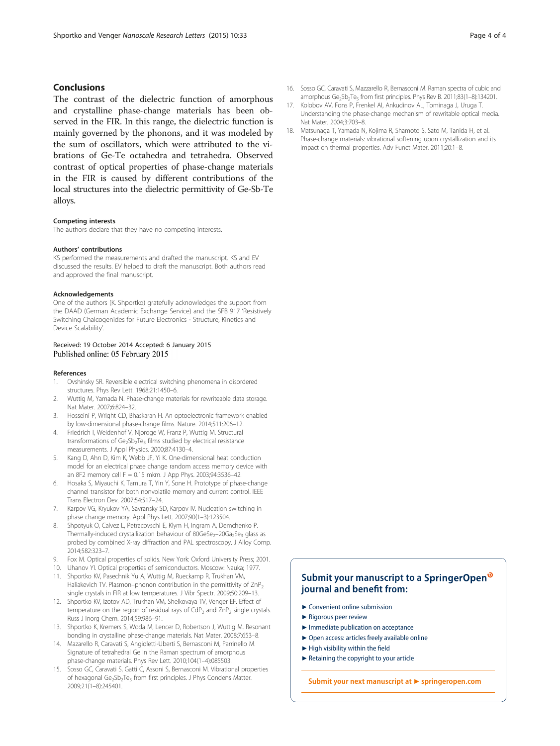## Conclusions

The contrast of the dielectric function of amorphous and crystalline phase-change materials has been observed in the FIR. In this range, the dielectric function is mainly governed by the phonons, and it was modeled by the sum of oscillators, which were attributed to the vibrations of Ge-Te octahedra and tetrahedra. Observed contrast of optical properties of phase-change materials in the FIR is caused by different contributions of the local structures into the dielectric permittivity of Ge-Sb-Te alloys.

#### Competing interests

The authors declare that they have no competing interests.

#### Authors' contributions

KS performed the measurements and drafted the manuscript. KS and EV discussed the results. EV helped to draft the manuscript. Both authors read and approved the final manuscript.

#### Acknowledgements

One of the authors (K. Shportko) gratefully acknowledges the support from the DAAD (German Academic Exchange Service) and the SFB 917 'Resistively Switching Chalcogenides for Future Electronics - Structure, Kinetics and Device Scalability'.

Received: 19 October 2014 Accepted: 6 January 2015
Published online: 05 February 2015

#### References

1. Ovshinsky SR. Reversible electrical switching phenomena in disordered structures. Phys Rev Lett. 1968;21:1450–6.
2. Wuttig M, Yamada N. Phase-change materials for rewriteable data storage. Nat Mater. 2007;6:824–32.
3. Hosseini P, Wright CD, Bhaskaran H. An optoelectronic framework enabled by low-dimensional phase-change films. Nature. 2014;511:206–12.
4. Friedrich I, Weidenhof V, Njoroge W, Franz P, Wuttig M. Structural transformations of $Ge_2Sb_2Te_5$ films studied by electrical resistance measurements. J Appl Physics. 2000;87:4130–4.
5. Kang D, Ahn D, Kim K, Webb JF, Yi K. One-dimensional heat conduction model for an electrical phase change random access memory device with an 8F2 memory cell F = 0.15 mkm. J App Phys. 2003;94:3536–42.
6. Hosaka S, Miyauchi K, Tamura T, Yin Y, Sone H. Prototype of phase-change channel transistor for both nonvolatile memory and current control. IEEE Trans Electron Dev. 2007;54:517–24.
7. Karpov VG, Kryukov YA, Savransky SD, Karpov IV. Nucleation switching in phase change memory. Appl Phys Lett. 2007;90(1–3):123504.
8. Shpotyuk O, Calvez L, Petracovschi E, Klym H, Ingram A, Demchenko P. Thermally-induced crystallization behaviour of $80GeSe_2$–$20Ga_2Se_3$ glass as probed by combined X-ray diffraction and PAL spectroscopy. J Alloy Comp. 2014;582:323–7.
9. Fox M. Optical properties of solids. New York: Oxford University Press; 2001.
10. Uhanov YI. Optical properties of semiconductors. Moscow: Nauka; 1977.
11. Shportko KV, Pasechnik Yu A, Wuttig M, Rueckamp R, Trukhan VM, Haliakevich TV. Plasmon–phonon contribution in the permittivity of $ZnP_2$ single crystals in FIR at low temperatures. J Vibr Spectr. 2009;50:209–13.
12. Shportko KV, Izotov AD, Trukhan VM, Shelkovaya TV, Venger EF. Effect of temperature on the region of residual rays of $CdP_2$ and $ZnP_2$ single crystals. Russ J Inorg Chem. 2014;59:986–91.
13. Shportko K, Kremers S, Woda M, Lencer D, Robertson J, Wuttig M. Resonant bonding in crystalline phase-change materials. Nat Mater. 2008;7:653–8.
14. Mazarello R, Caravati S, Angioletti-Uberti S, Bernasconi M, Parrinello M. Signature of tetrahedral Ge in the Raman spectrum of amorphous phase-change materials. Phys Rev Lett. 2010;104(1–4):085503.
15. Sosso GC, Caravati S, Gatti C, Assoni S, Bernasconi M. Vibrational properties of hexagonal $Ge_2Sb_2Te_5$ from first principles. J Phys Condens Matter. 2009;21(1–8):245401.
16. Sosso GC, Caravati S, Mazzarello R, Bernasconi M. Raman spectra of cubic and amorphous $Ge_2Sb_2Te_5$ from first principles. Phys Rev B. 2011;83(1–8):134201.
17. Kolobov AV, Fons P, Frenkel AI, Ankudinov AL, Tominaga J, Uruga T. Understanding the phase-change mechanism of rewritable optical media. Nat Mater. 2004;3:703–8.
18. Matsunaga T, Yamada N, Kojima R, Shamoto S, Sato M, Tanida H, et al. Phase-change materials: vibrational softening upon crystallization and its impact on thermal properties. Adv Funct Mater. 2011;20:1–8.